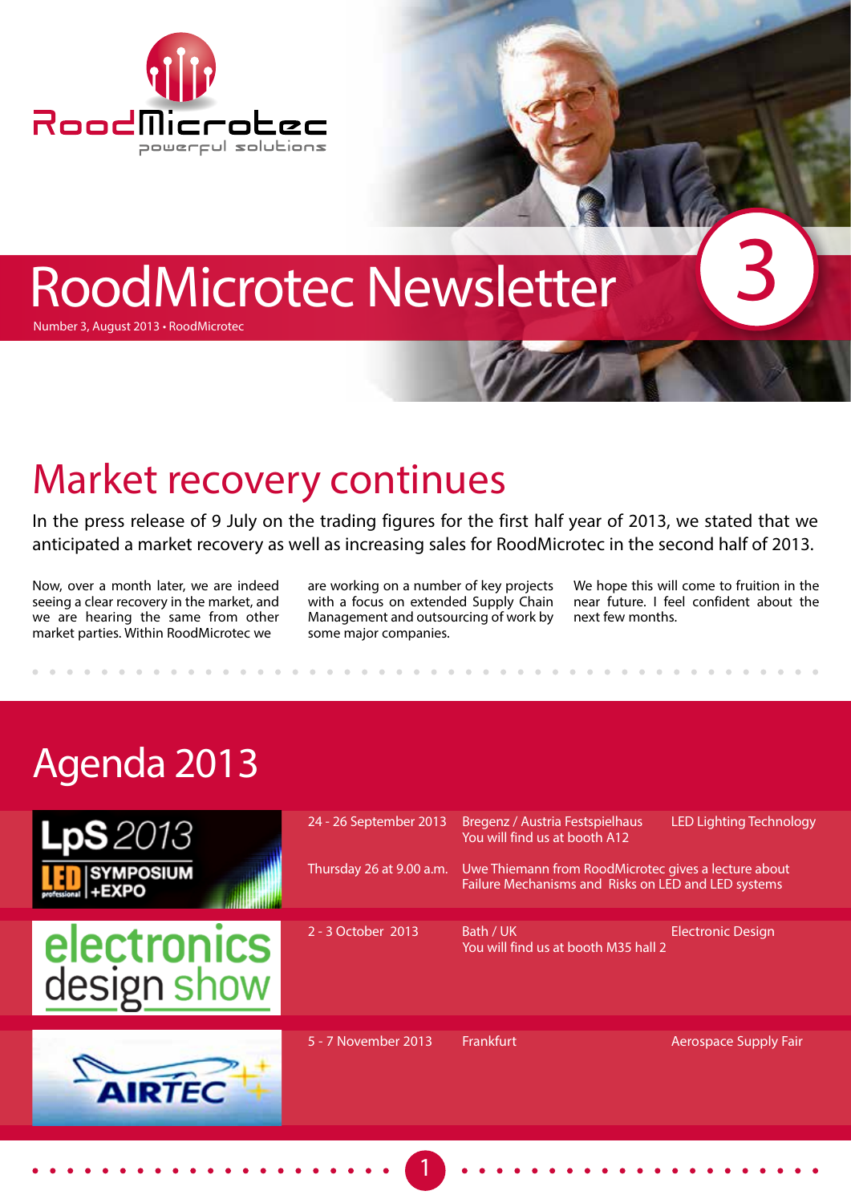# RoodMicrotec Newsletter

Number 3, August 2013 • RoodMicrotec

## Market recovery continues

In the press release of 9 July on the trading figures for the first half year of 2013, we stated that we anticipated a market recovery as well as increasing sales for RoodMicrotec in the second half of 2013.

Now, over a month later, we are indeed seeing a clear recovery in the market, and we are hearing the same from other market parties. Within RoodMicrotec we are working on a number of key projects with a focus on extended Supply Chain Management and outsourcing of work by some major companies. We hope this will come to fruition in the near future. I feel confident about the next few months.

## Agenda 2013

| Event | Date | Location | Topic |
| --- | --- | --- | --- |
| LpS 2013 LED professional Symposium +Expo | 24 - 26 September 2013 | Bregenz / Austria Festspielhaus<br>You will find us at booth A12 | LED Lighting Technology |
| | Thursday 26 at 9.00 a.m. | Uwe Thiemann from RoodMicrotec gives a lecture about Failure Mechanisms and Risks on LED and LED systems | |
| electronics design show | 2 - 3 October 2013 | Bath / UK<br>You will find us at booth M35 hall 2 | Electronic Design |
| AIRTEC | 5 - 7 November 2013 | Frankfurt | Aerospace Supply Fair |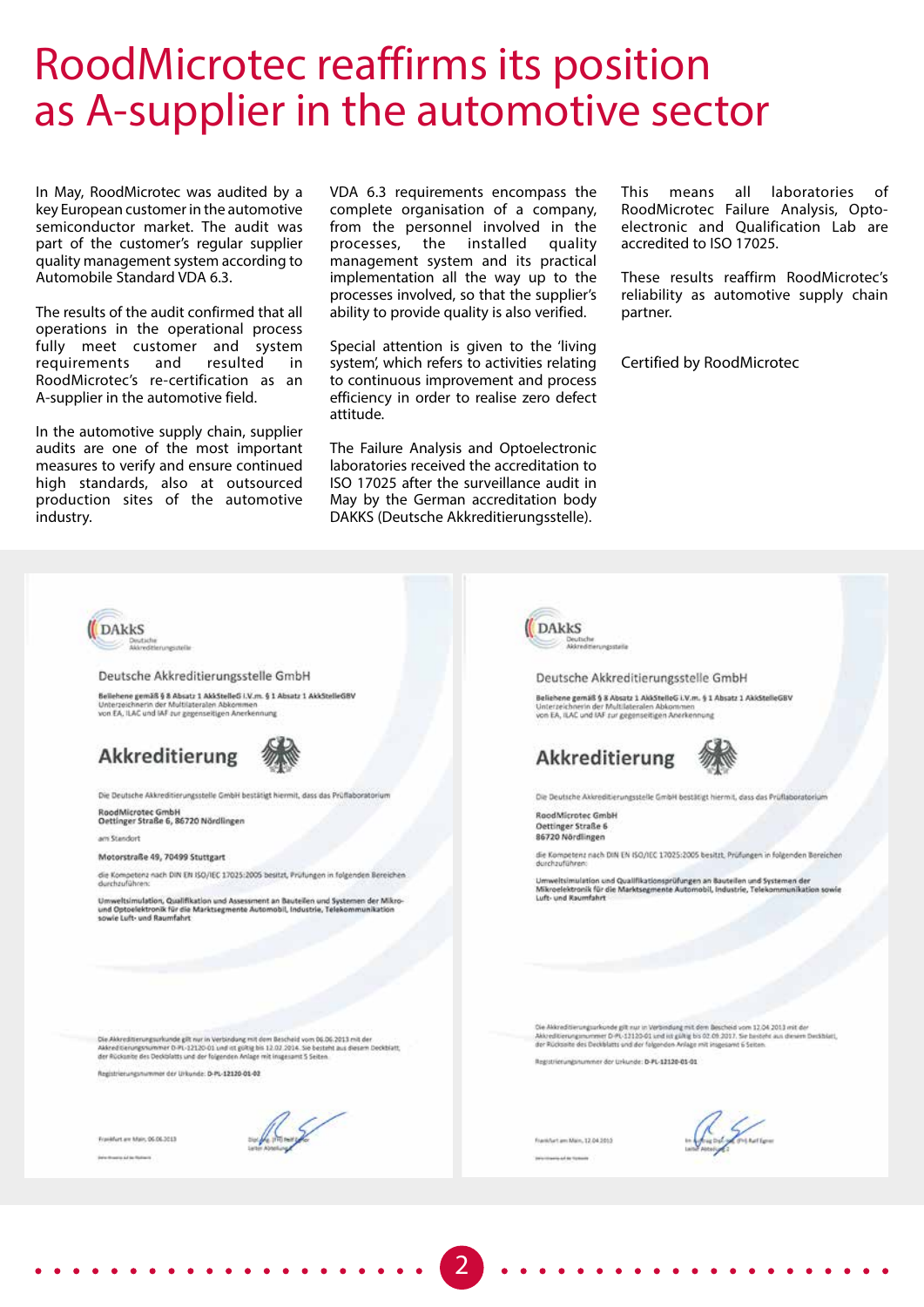# RoodMicrotec reaffirms its position as A-supplier in the automotive sector

In May, RoodMicrotec was audited by a key European customer in the automotive semiconductor market. The audit was part of the customer's regular supplier quality management system according to Automobile Standard VDA 6.3.

The results of the audit confirmed that all operations in the operational process fully meet customer and system requirements and resulted in RoodMicrotec's re-certification as an A-supplier in the automotive field.

In the automotive supply chain, supplier audits are one of the most important measures to verify and ensure continued high standards, also at outsourced production sites of the automotive industry.

VDA 6.3 requirements encompass the complete organisation of a company, from the personnel involved in the processes, the installed quality management system and its practical implementation all the way up to the processes involved, so that the supplier's ability to provide quality is also verified.

Special attention is given to the 'living system', which refers to activities relating to continuous improvement and process efficiency in order to realise zero defect attitude.

The Failure Analysis and Optoelectronic laboratories received the accreditation to ISO 17025 after the surveillance audit in May by the German accreditation body DAKKS (Deutsche Akkreditierungsstelle).

This means all laboratories of RoodMicrotec Failure Analysis, Opto-electronic and Qualification Lab are accredited to ISO 17025.

These results reaffirm RoodMicrotec's reliability as automotive supply chain partner.

Certified by RoodMicrotec

DAkkS Deutsche Akkreditierungsstelle

Deutsche Akkreditierungsstelle GmbH

Beliehene gemäß § 8 Absatz 1 AkkStelleG i.V.m. § 1 Absatz 1 AkkStelleGBV
Unterzeichnerin der Multilateralen Abkommen
von EA, ILAC und IAF zur gegenseitigen Anerkennung

## Akkreditierung

Die Deutsche Akkreditierungsstelle GmbH bestätigt hiermit, dass das Prüflaboratorium

RoodMicrotec GmbH
Oettinger Straße 6, 86720 Nördlingen

am Standort

Motorstraße 49, 70499 Stuttgart

die Kompetenz nach DIN EN ISO/IEC 17025:2005 besitzt, Prüfungen in folgenden Bereichen durchzuführen:

Umweltsimulation, Qualifikation und Assessment an Bauteilen und Systemen der Mikro- und Optoelektronik für die Marktsegmente Automobil, Industrie, Telekommunikation sowie Luft- und Raumfahrt

Die Akkreditierungsurkunde gilt nur in Verbindung mit dem Bescheid vom 06.06.2013 mit der Akkreditierungsnummer D-PL-12120-01 und ist gültig bis 12.02.2014. Sie besteht aus diesem Deckblatt, der Rückseite des Deckblatts und der folgenden Anlage mit insgesamt 5 Seiten.

Registrierungsnummer der Urkunde: D-PL-12120-01-02

Frankfurt am Main, 06.06.2013

DAkkS Deutsche Akkreditierungsstelle

Deutsche Akkreditierungsstelle GmbH

Beliehene gemäß § 8 Absatz 1 AkkStelleG i.V.m. § 1 Absatz 1 AkkStelleGBV
Unterzeichnerin der Multilateralen Abkommen
von EA, ILAC und IAF zur gegenseitigen Anerkennung

## Akkreditierung

Die Deutsche Akkreditierungsstelle GmbH bestätigt hiermit, dass das Prüflaboratorium

RoodMicrotec GmbH
Oettinger Straße 6
86720 Nördlingen

die Kompetenz nach DIN EN ISO/IEC 17025:2005 besitzt, Prüfungen in folgenden Bereichen durchzuführen:

Umweltsimulation und Qualifikationsprüfungen an Bauteilen und Systemen der Mikroelektronik für die Marktsegmente Automobil, Industrie, Telekommunikation sowie Luft- und Raumfahrt

Die Akkreditierungsurkunde gilt nur in Verbindung mit dem Bescheid vom 12.04.2013 mit der Akkreditierungsnummer D-PL-12120-01 und ist gültig bis 02.09.2017. Sie besteht aus diesem Deckblatt, der Rückseite des Deckblatts und der folgenden Anlage mit insgesamt 6 Seiten.

Registrierungsnummer der Urkunde: D-PL-12120-01-01

Frankfurt am Main, 12.04.2013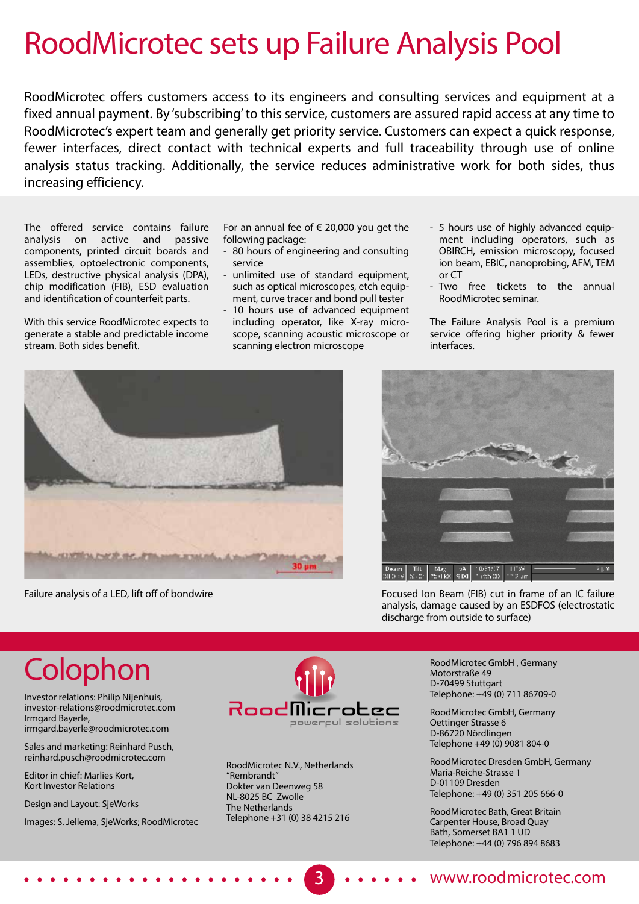# RoodMicrotec sets up Failure Analysis Pool

RoodMicrotec offers customers access to its engineers and consulting services and equipment at a fixed annual payment. By 'subscribing' to this service, customers are assured rapid access at any time to RoodMicrotec's expert team and generally get priority service. Customers can expect a quick response, fewer interfaces, direct contact with technical experts and full traceability through use of online analysis status tracking. Additionally, the service reduces administrative work for both sides, thus increasing efficiency.

The offered service contains failure analysis on active and passive components, printed circuit boards and assemblies, optoelectronic components, LEDs, destructive physical analysis (DPA), chip modification (FIB), ESD evaluation and identification of counterfeit parts.

With this service RoodMicrotec expects to generate a stable and predictable income stream. Both sides benefit.

For an annual fee of € 20,000 you get the following package:

- 80 hours of engineering and consulting service
- unlimited use of standard equipment, such as optical microscopes, etch equipment, curve tracer and bond pull tester
- 10 hours use of advanced equipment including operator, like X-ray microscope, scanning acoustic microscope or scanning electron microscope
- 5 hours use of highly advanced equipment including operators, such as OBIRCH, emission microscopy, focused ion beam, EBIC, nanoprobing, AFM, TEM or CT
- Two free tickets to the annual RoodMicrotec seminar.

The Failure Analysis Pool is a premium service offering higher priority & fewer interfaces.

30 µm

Failure analysis of a LED, lift off of bondwire

Focused Ion Beam (FIB) cut in frame of an IC failure analysis, damage caused by an ESDFOS (electrostatic discharge from outside to surface)

# Colophon

Investor relations: Philip Nijenhuis,
investor-relations@roodmicrotec.com
Irmgard Bayerle,
irmgard.bayerle@roodmicrotec.com

Sales and marketing: Reinhard Pusch,
reinhard.pusch@roodmicrotec.com

Editor in chief: Marlies Kort,
Kort Investor Relations

Design and Layout: SjeWorks

Images: S. Jellema, SjeWorks; RoodMicrotec

RoodMicrotec
powerful solutions

RoodMicrotec N.V., Netherlands
"Rembrandt"
Dokter van Deenweg 58
NL-8025 BC Zwolle
The Netherlands
Telephone +31 (0) 38 4215 216

RoodMicrotec GmbH , Germany
Motorstraße 49
D-70499 Stuttgart
Telephone: +49 (0) 711 86709-0

RoodMicrotec GmbH, Germany
Oettinger Strasse 6
D-86720 Nördlingen
Telephone +49 (0) 9081 804-0

RoodMicrotec Dresden GmbH, Germany
Maria-Reiche-Strasse 1
D-01109 Dresden
Telephone: +49 (0) 351 205 666-0

RoodMicrotec Bath, Great Britain
Carpenter House, Broad Quay
Bath, Somerset BA1 1 UD
Telephone: +44 (0) 796 894 8683

www.roodmicrotec.com